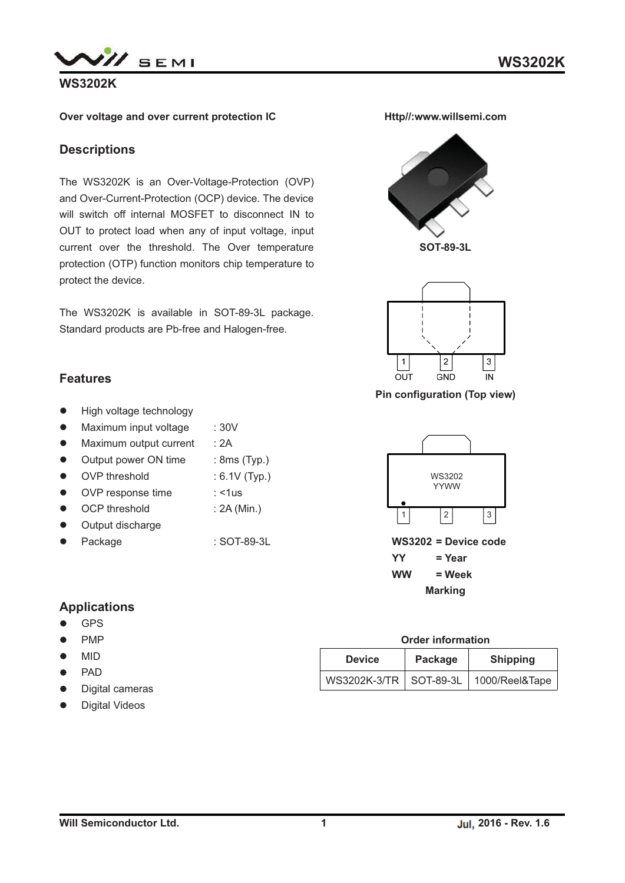# WS3202K

**Over voltage and over current protection IC**

**Http//:www.willsemi.com**

## Descriptions

The WS3202K is an Over-Voltage-Protection (OVP) and Over-Current-Protection (OCP) device. The device will switch off internal MOSFET to disconnect IN to OUT to protect load when any of input voltage, input current over the threshold. The Over temperature protection (OTP) function monitors chip temperature to protect the device.

The WS3202K is available in SOT-89-3L package. Standard products are Pb-free and Halogen-free.

**SOT-89-3L**

1 OUT 2 GND 3 IN

**Pin configuration (Top view)**

## Features

- High voltage technology
- Maximum input voltage : 30V
- Maximum output current : 2A
- Output power ON time : 8ms (Typ.)
- OVP threshold : 6.1V (Typ.)
- OVP response time : <1us
- OCP threshold : 2A (Min.)
- Output discharge
- Package : SOT-89-3L

WS3202
YYWW

**WS3202 = Device code**
**YY = Year**
**WW = Week**

**Marking**

## Applications

- GPS
- PMP
- MID
- PAD
- Digital cameras
- Digital Videos

**Order information**

| Device | Package | Shipping |
|---|---|---|
| WS3202K-3/TR | SOT-89-3L | 1000/Reel&Tape |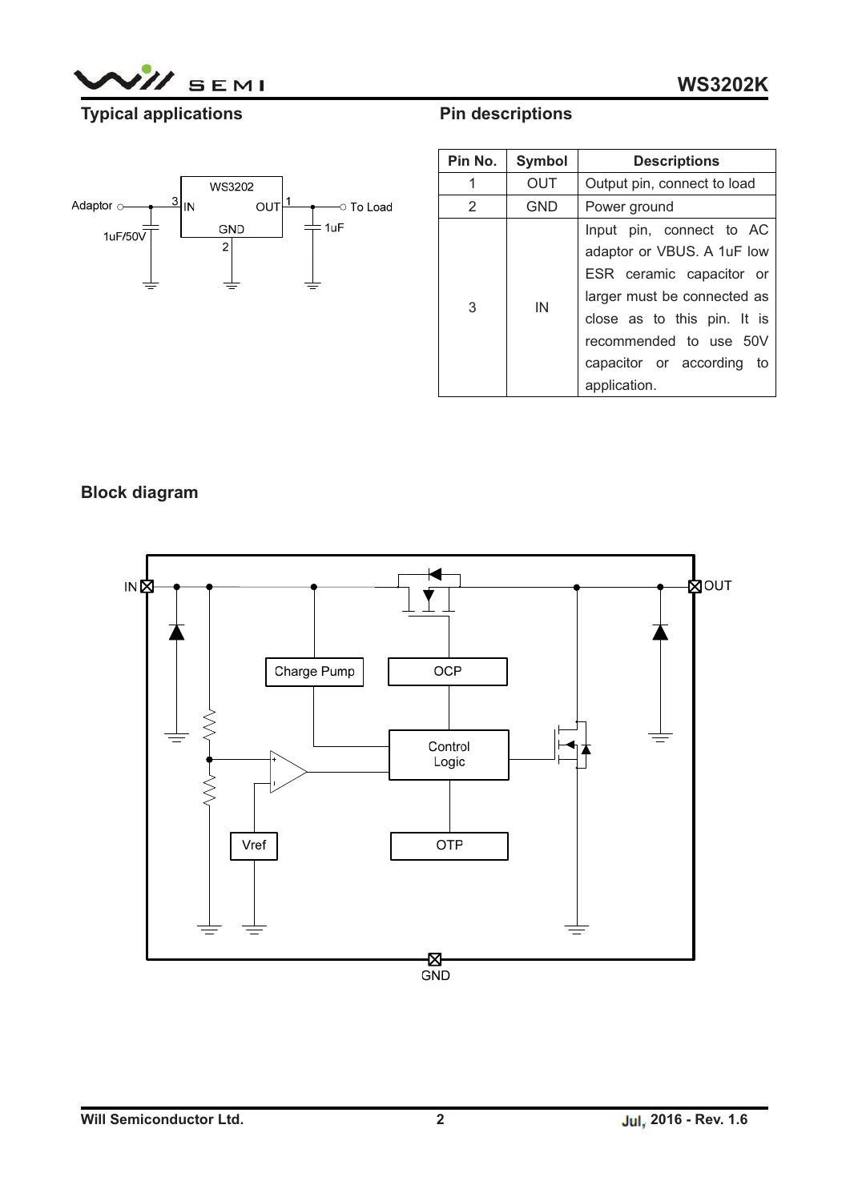## Typical applications

## Pin descriptions

| Pin No. | Symbol | Descriptions |
|---|---|---|
| 1 | OUT | Output pin, connect to load |
| 2 | GND | Power ground |
| 3 | IN | Input pin, connect to AC adaptor or VBUS. A 1uF low ESR ceramic capacitor or larger must be connected as close as to this pin. It is recommended to use 50V capacitor or according to application. |

## Block diagram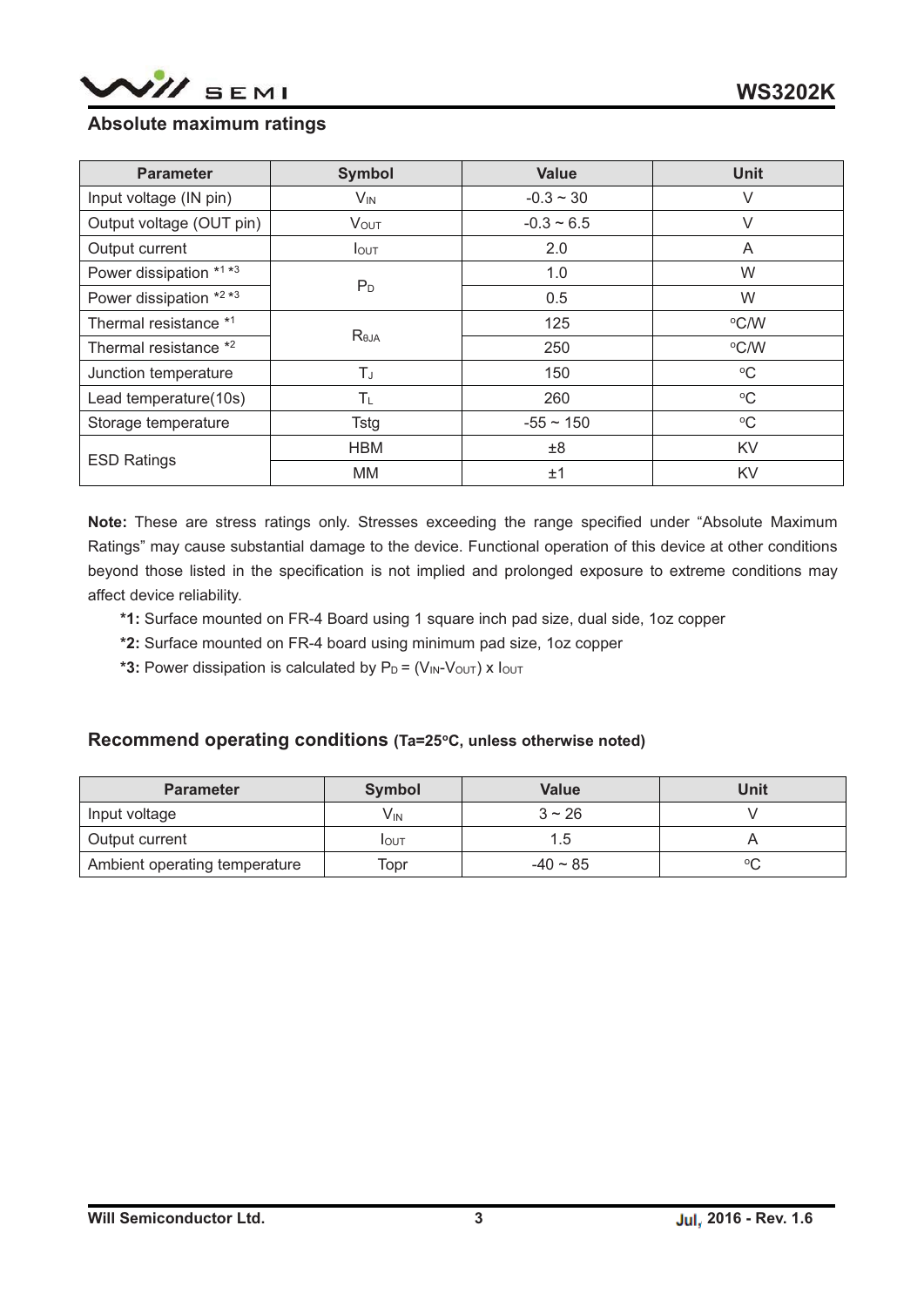## Absolute maximum ratings

| Parameter | Symbol | Value | Unit |
|---|---|---|---|
| Input voltage (IN pin) | $V_{IN}$ | -0.3 ~ 30 | V |
| Output voltage (OUT pin) | $V_{OUT}$ | -0.3 ~ 6.5 | V |
| Output current | $I_{OUT}$ | 2.0 | A |
| Power dissipation *1 *3 | $P_D$ | 1.0 | W |
| Power dissipation *2 *3 | | 0.5 | W |
| Thermal resistance *1 | $R_{θJA}$ | 125 | °C/W |
| Thermal resistance *2 | | 250 | °C/W |
| Junction temperature | $T_J$ | 150 | °C |
| Lead temperature(10s) | $T_L$ | 260 | °C |
| Storage temperature | Tstg | -55 ~ 150 | °C |
| ESD Ratings | HBM | ±8 | KV |
| | MM | ±1 | KV |

**Note:** These are stress ratings only. Stresses exceeding the range specified under "Absolute Maximum Ratings" may cause substantial damage to the device. Functional operation of this device at other conditions beyond those listed in the specification is not implied and prolonged exposure to extreme conditions may affect device reliability.

**\*1:** Surface mounted on FR-4 Board using 1 square inch pad size, dual side, 1oz copper

**\*2:** Surface mounted on FR-4 board using minimum pad size, 1oz copper

**\*3:** Power dissipation is calculated by $P_D = (V_{IN}-V_{OUT}) \times I_{OUT}$

## Recommend operating conditions (Ta=25°C, unless otherwise noted)

| Parameter | Symbol | Value | Unit |
|---|---|---|---|
| Input voltage | $V_{IN}$ | 3 ~ 26 | V |
| Output current | $I_{OUT}$ | 1.5 | A |
| Ambient operating temperature | Topr | -40 ~ 85 | °C |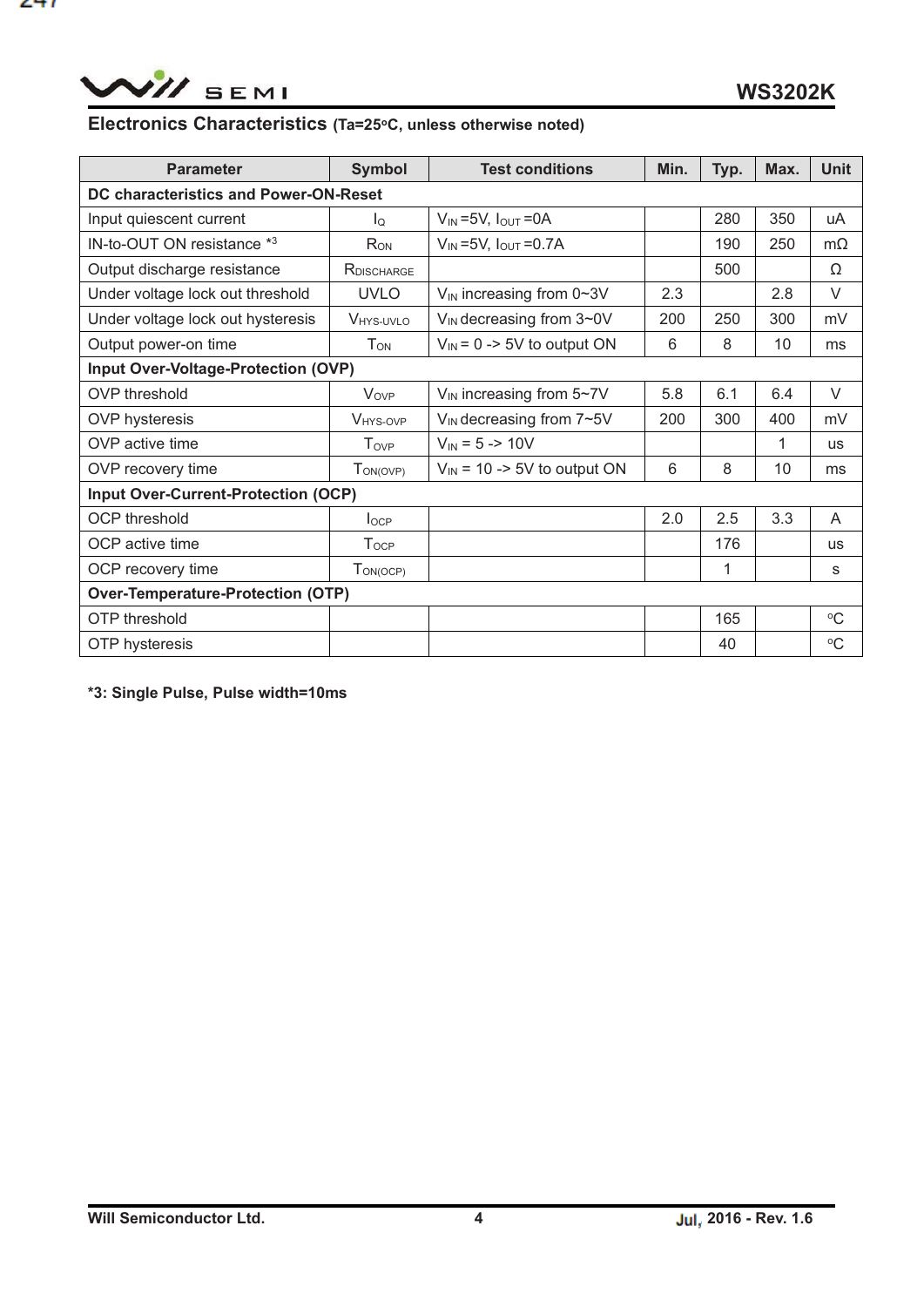## Electronics Characteristics (Ta=25°C, unless otherwise noted)

| Parameter | Symbol | Test conditions | Min. | Typ. | Max. | Unit |
|---|---|---|---|---|---|---|
| **DC characteristics and Power-ON-Reset** | | | | | | |
| Input quiescent current | $I_Q$ | $V_{IN}$ =5V, $I_{OUT}$ =0A | | 280 | 350 | uA |
| IN-to-OUT ON resistance *3 | $R_{ON}$ | $V_{IN}$ =5V, $I_{OUT}$ =0.7A | | 190 | 250 | mΩ |
| Output discharge resistance | $R_{DISCHARGE}$ | | | 500 | | Ω |
| Under voltage lock out threshold | UVLO | $V_{IN}$ increasing from 0~3V | 2.3 | | 2.8 | V |
| Under voltage lock out hysteresis | $V_{HYS\text{-}UVLO}$ | $V_{IN}$ decreasing from 3~0V | 200 | 250 | 300 | mV |
| Output power-on time | $T_{ON}$ | $V_{IN}$ = 0 -> 5V to output ON | 6 | 8 | 10 | ms |
| **Input Over-Voltage-Protection (OVP)** | | | | | | |
| OVP threshold | $V_{OVP}$ | $V_{IN}$ increasing from 5~7V | 5.8 | 6.1 | 6.4 | V |
| OVP hysteresis | $V_{HYS\text{-}OVP}$ | $V_{IN}$ decreasing from 7~5V | 200 | 300 | 400 | mV |
| OVP active time | $T_{OVP}$ | $V_{IN}$ = 5 -> 10V | | | 1 | us |
| OVP recovery time | $T_{ON(OVP)}$ | $V_{IN}$ = 10 -> 5V to output ON | 6 | 8 | 10 | ms |
| **Input Over-Current-Protection (OCP)** | | | | | | |
| OCP threshold | $I_{OCP}$ | | 2.0 | 2.5 | 3.3 | A |
| OCP active time | $T_{OCP}$ | | | 176 | | us |
| OCP recovery time | $T_{ON(OCP)}$ | | | 1 | | s |
| **Over-Temperature-Protection (OTP)** | | | | | | |
| OTP threshold | | | | 165 | | °C |
| OTP hysteresis | | | | 40 | | °C |

**\*3: Single Pulse, Pulse width=10ms**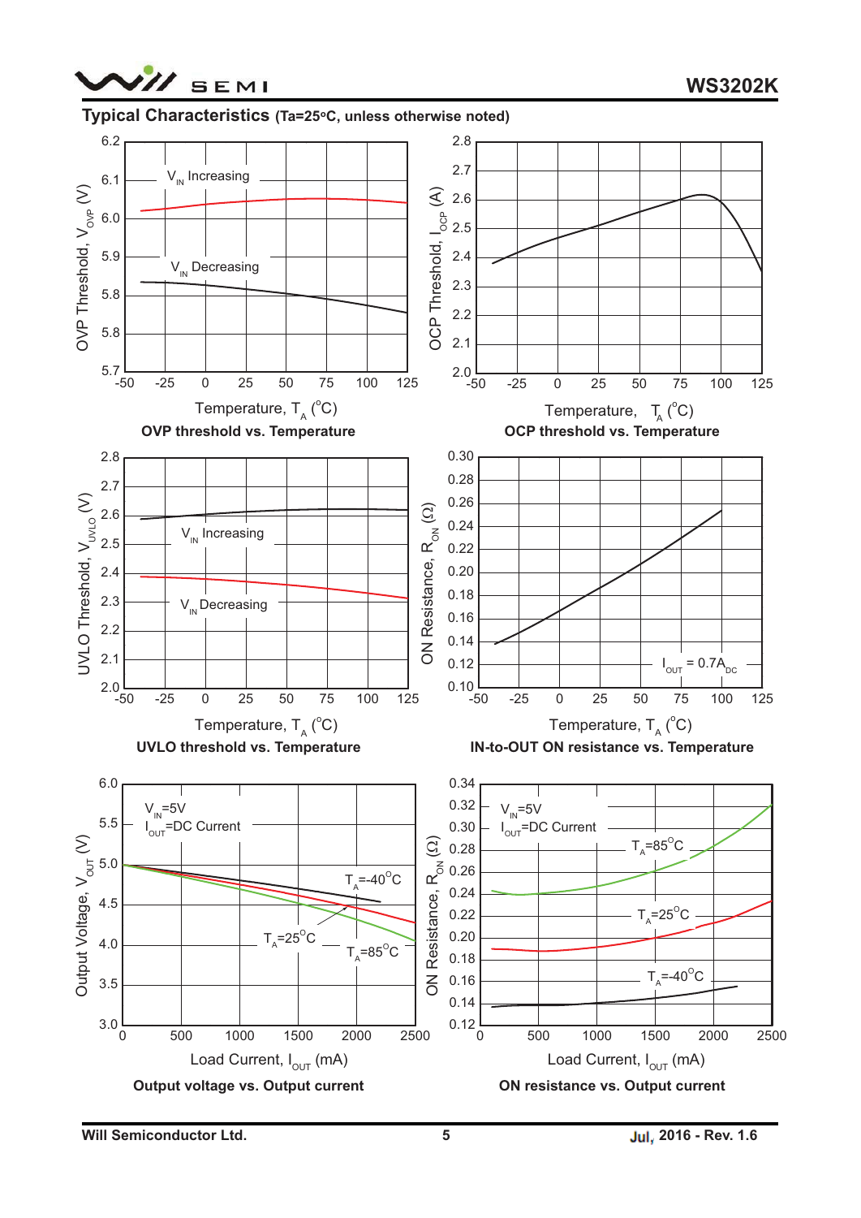## Typical Characteristics (Ta=25°C, unless otherwise noted)

OVP threshold vs. Temperature

OCP threshold vs. Temperature

UVLO threshold vs. Temperature

IN-to-OUT ON resistance vs. Temperature

Output voltage vs. Output current

ON resistance vs. Output current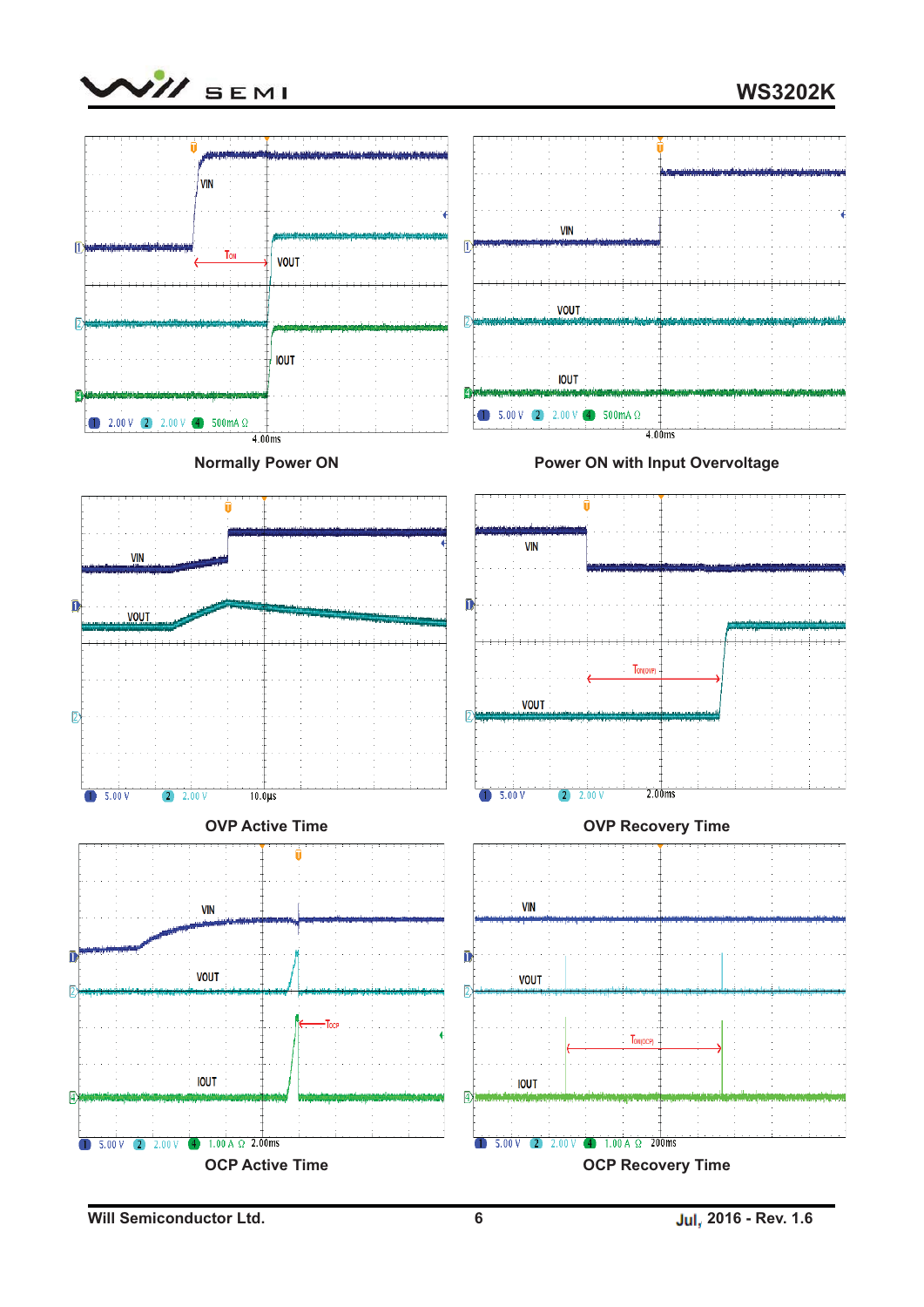Normally Power ON

Power ON with Input Overvoltage

OVP Active Time

OVP Recovery Time

OCP Active Time

OCP Recovery Time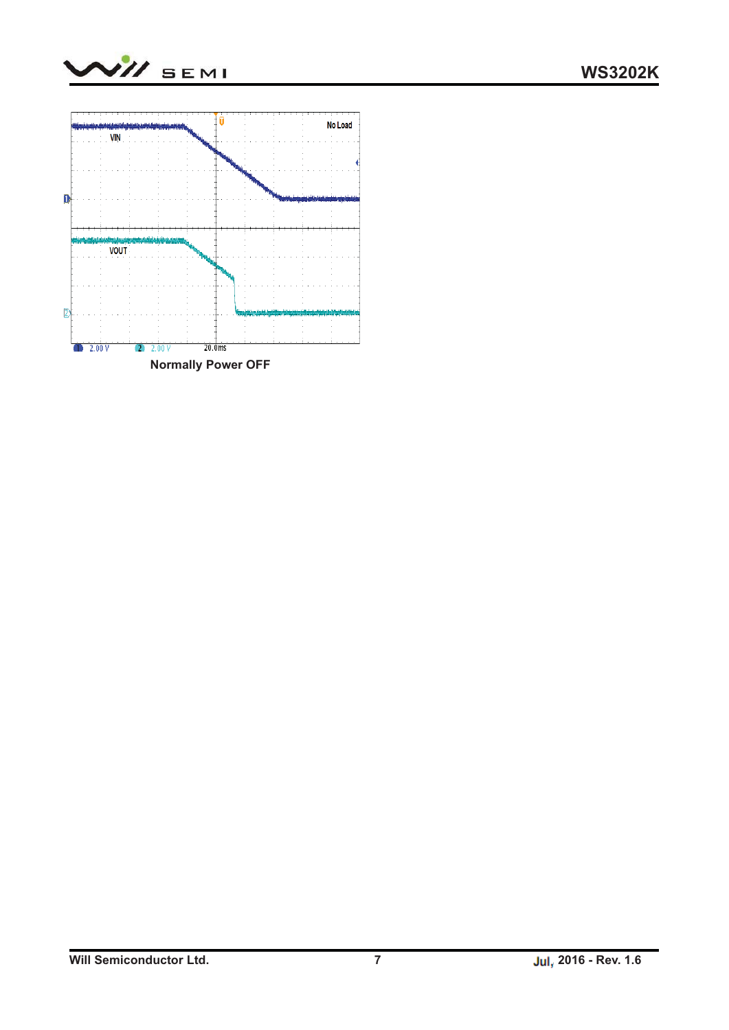Normally Power OFF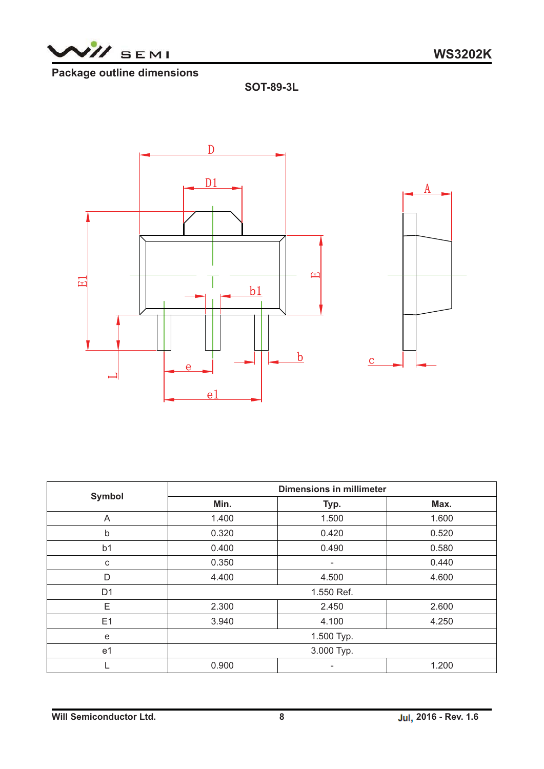## Package outline dimensions

**SOT-89-3L**

D
D1
A
E1
E
b1
b
c
L
e
e1

| Symbol | Dimensions in millimeter | | |
|---|---|---|---|
| | Min. | Typ. | Max. |
| A | 1.400 | 1.500 | 1.600 |
| b | 0.320 | 0.420 | 0.520 |
| b1 | 0.400 | 0.490 | 0.580 |
| c | 0.350 | - | 0.440 |
| D | 4.400 | 4.500 | 4.600 |
| D1 | 1.550 Ref. | | |
| E | 2.300 | 2.450 | 2.600 |
| E1 | 3.940 | 4.100 | 4.250 |
| e | 1.500 Typ. | | |
| e1 | 3.000 Typ. | | |
| L | 0.900 | - | 1.200 |